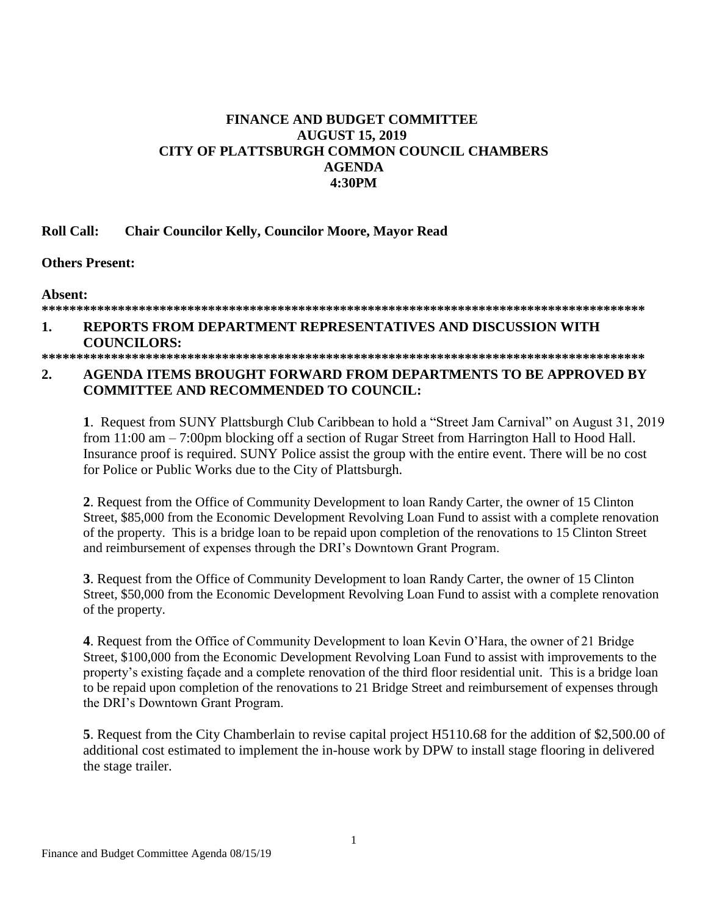# FINANCE AND BUDGET COMMITTEE
## AUGUST 15, 2019
## CITY OF PLATTSBURGH COMMON COUNCIL CHAMBERS
## AGENDA
## 4:30PM

**Roll Call: Chair Councilor Kelly, Councilor Moore, Mayor Read**

**Others Present:**

**Absent:**

**********************************************************************************************

**1. REPORTS FROM DEPARTMENT REPRESENTATIVES AND DISCUSSION WITH COUNCILORS:**

**********************************************************************************************

**2. AGENDA ITEMS BROUGHT FORWARD FROM DEPARTMENTS TO BE APPROVED BY COMMITTEE AND RECOMMENDED TO COUNCIL:**

**1**. Request from SUNY Plattsburgh Club Caribbean to hold a "Street Jam Carnival" on August 31, 2019 from 11:00 am – 7:00pm blocking off a section of Rugar Street from Harrington Hall to Hood Hall. Insurance proof is required. SUNY Police assist the group with the entire event. There will be no cost for Police or Public Works due to the City of Plattsburgh.

**2**. Request from the Office of Community Development to loan Randy Carter, the owner of 15 Clinton Street, $85,000 from the Economic Development Revolving Loan Fund to assist with a complete renovation of the property. This is a bridge loan to be repaid upon completion of the renovations to 15 Clinton Street and reimbursement of expenses through the DRI's Downtown Grant Program.

**3**. Request from the Office of Community Development to loan Randy Carter, the owner of 15 Clinton Street, $50,000 from the Economic Development Revolving Loan Fund to assist with a complete renovation of the property.

**4**. Request from the Office of Community Development to loan Kevin O'Hara, the owner of 21 Bridge Street, $100,000 from the Economic Development Revolving Loan Fund to assist with improvements to the property's existing façade and a complete renovation of the third floor residential unit. This is a bridge loan to be repaid upon completion of the renovations to 21 Bridge Street and reimbursement of expenses through the DRI's Downtown Grant Program.

**5**. Request from the City Chamberlain to revise capital project H5110.68 for the addition of $2,500.00 of additional cost estimated to implement the in-house work by DPW to install stage flooring in delivered the stage trailer.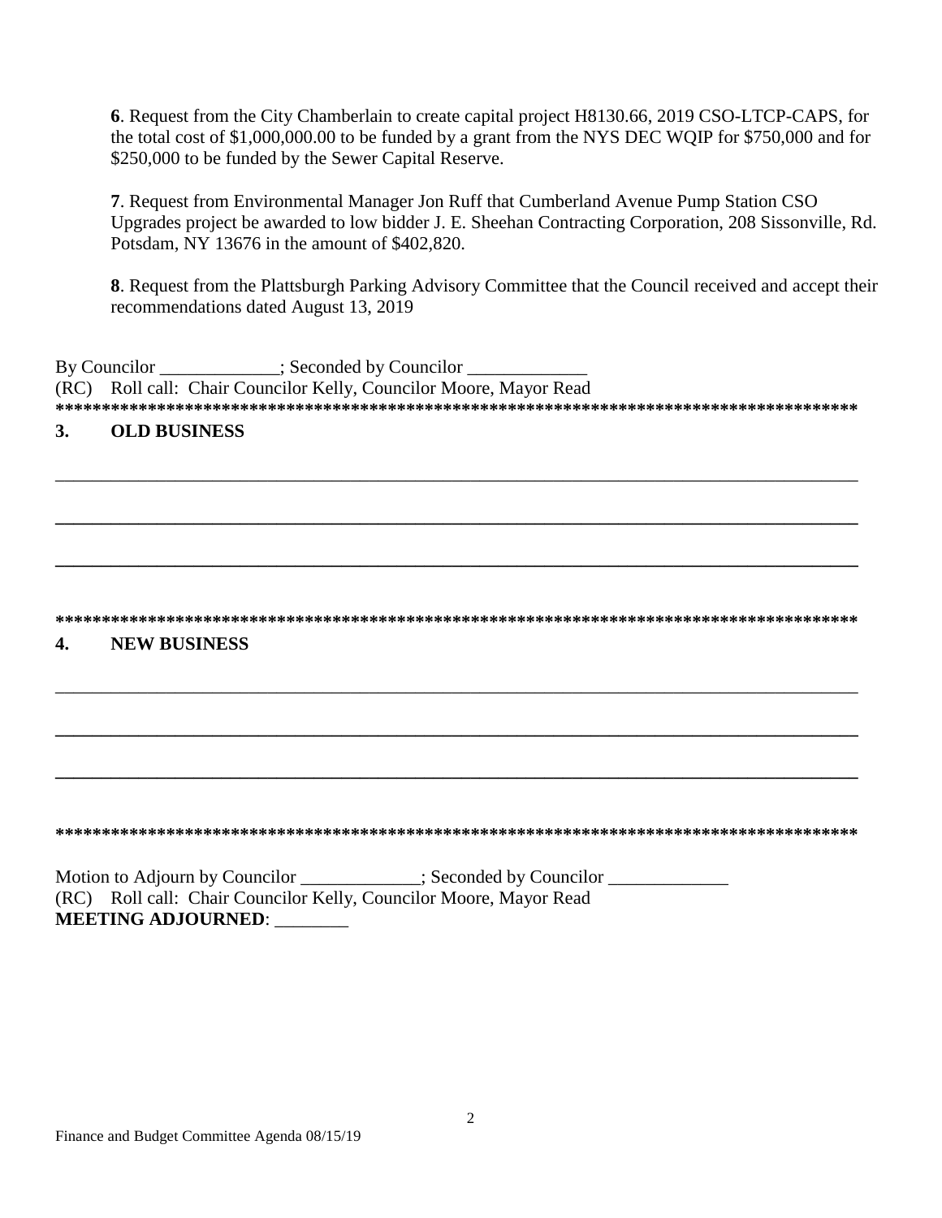**6**. Request from the City Chamberlain to create capital project H8130.66, 2019 CSO-LTCP-CAPS, for the total cost of $1,000,000.00 to be funded by a grant from the NYS DEC WQIP for $750,000 and for $250,000 to be funded by the Sewer Capital Reserve.

**7**. Request from Environmental Manager Jon Ruff that Cumberland Avenue Pump Station CSO Upgrades project be awarded to low bidder J. E. Sheehan Contracting Corporation, 208 Sissonville, Rd. Potsdam, NY 13676 in the amount of $402,820.

**8**. Request from the Plattsburgh Parking Advisory Committee that the Council received and accept their recommendations dated August 13, 2019

By Councilor _____________; Seconded by Councilor _____________
(RC) Roll call: Chair Councilor Kelly, Councilor Moore, Mayor Read

**************************************************************************************

## 3. OLD BUSINESS

_______________________________________________________________________________

_______________________________________________________________________________

_______________________________________________________________________________

**************************************************************************************

## 4. NEW BUSINESS

_______________________________________________________________________________

_______________________________________________________________________________

_______________________________________________________________________________

**************************************************************************************

Motion to Adjourn by Councilor _____________; Seconded by Councilor _____________
(RC) Roll call: Chair Councilor Kelly, Councilor Moore, Mayor Read
**MEETING ADJOURNED**: ________

Finance and Budget Committee Agenda 08/15/19